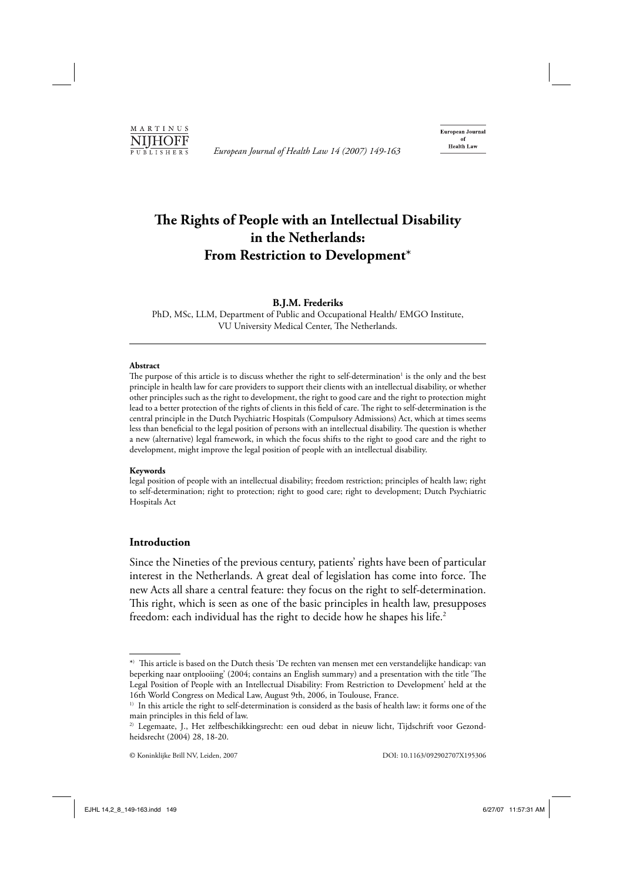# The Rights of People with an Intellectual Disability in the Netherlands: From Restriction to Development*

**B.J.M. Frederiks**

PhD, MSc, LLM, Department of Public and Occupational Health/ EMGO Institute, VU University Medical Center, The Netherlands.

---

**Abstract**

The purpose of this article is to discuss whether the right to self-determination[1] is the only and the best principle in health law for care providers to support their clients with an intellectual disability, or whether other principles such as the right to development, the right to good care and the right to protection might lead to a better protection of the rights of clients in this field of care. The right to self-determination is the central principle in the Dutch Psychiatric Hospitals (Compulsory Admissions) Act, which at times seems less than beneficial to the legal position of persons with an intellectual disability. The question is whether a new (alternative) legal framework, in which the focus shifts to the right to good care and the right to development, might improve the legal position of people with an intellectual disability.

**Keywords**

legal position of people with an intellectual disability; freedom restriction; principles of health law; right to self-determination; right to protection; right to good care; right to development; Dutch Psychiatric Hospitals Act

## Introduction

Since the Nineties of the previous century, patients' rights have been of particular interest in the Netherlands. A great deal of legislation has come into force. The new Acts all share a central feature: they focus on the right to self-determination. This right, which is seen as one of the basic principles in health law, presupposes freedom: each individual has the right to decide how he shapes his life.[2]

---

*) This article is based on the Dutch thesis 'De rechten van mensen met een verstandelijke handicap: van beperking naar ontplooiing' (2004; contains an English summary) and a presentation with the title 'The Legal Position of People with an Intellectual Disability: From Restriction to Development' held at the 16th World Congress on Medical Law, August 9th, 2006, in Toulouse, France.

1) In this article the right to self-determination is considerd as the basis of health law: it forms one of the main principles in this field of law.

2) Legemaate, J., Het zelfbeschikkingsrecht: een oud debat in nieuw licht, Tijdschrift voor Gezondheidsrecht (2004) 28, 18-20.

© Koninklijke Brill NV, Leiden, 2007 DOI: 10.1163/092902707X195306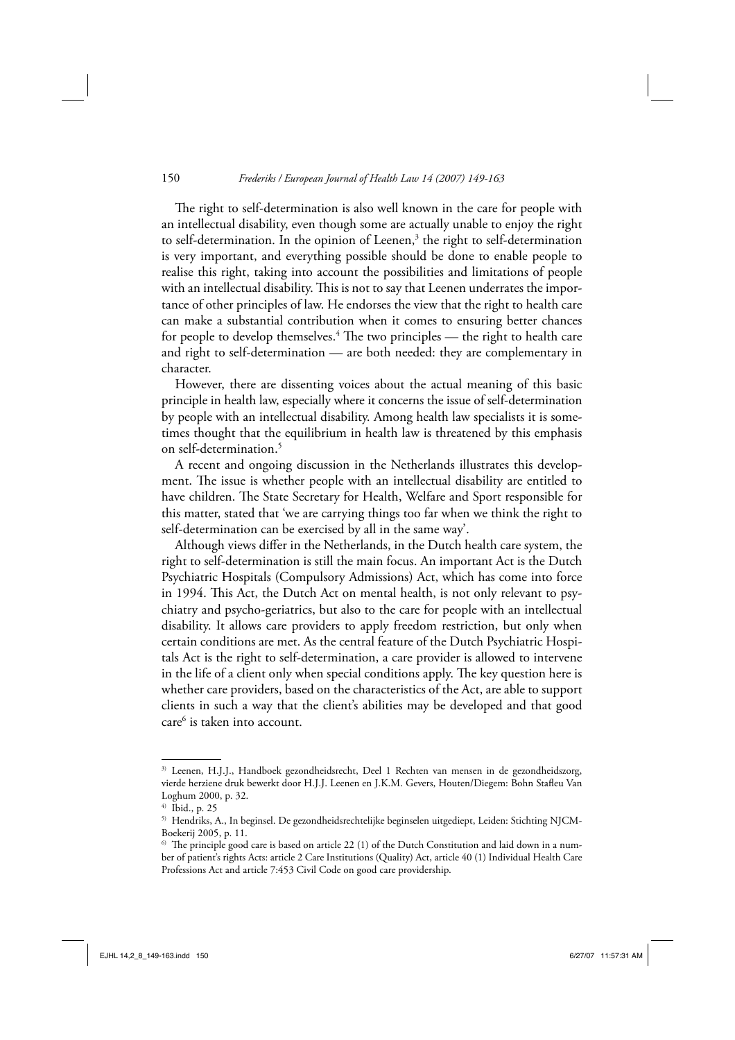The right to self-determination is also well known in the care for people with an intellectual disability, even though some are actually unable to enjoy the right to self-determination. In the opinion of Leenen,[3] the right to self-determination is very important, and everything possible should be done to enable people to realise this right, taking into account the possibilities and limitations of people with an intellectual disability. This is not to say that Leenen underrates the importance of other principles of law. He endorses the view that the right to health care can make a substantial contribution when it comes to ensuring better chances for people to develop themselves.[4] The two principles — the right to health care and right to self-determination — are both needed: they are complementary in character.

However, there are dissenting voices about the actual meaning of this basic principle in health law, especially where it concerns the issue of self-determination by people with an intellectual disability. Among health law specialists it is sometimes thought that the equilibrium in health law is threatened by this emphasis on self-determination.[5]

A recent and ongoing discussion in the Netherlands illustrates this development. The issue is whether people with an intellectual disability are entitled to have children. The State Secretary for Health, Welfare and Sport responsible for this matter, stated that 'we are carrying things too far when we think the right to self-determination can be exercised by all in the same way'.

Although views differ in the Netherlands, in the Dutch health care system, the right to self-determination is still the main focus. An important Act is the Dutch Psychiatric Hospitals (Compulsory Admissions) Act, which has come into force in 1994. This Act, the Dutch Act on mental health, is not only relevant to psychiatry and psycho-geriatrics, but also to the care for people with an intellectual disability. It allows care providers to apply freedom restriction, but only when certain conditions are met. As the central feature of the Dutch Psychiatric Hospitals Act is the right to self-determination, a care provider is allowed to intervene in the life of a client only when special conditions apply. The key question here is whether care providers, based on the characteristics of the Act, are able to support clients in such a way that the client's abilities may be developed and that good care[6] is taken into account.

---

[3] Leenen, H.J.J., Handboek gezondheidsrecht, Deel 1 Rechten van mensen in de gezondheidszorg, vierde herziene druk bewerkt door H.J.J. Leenen en J.K.M. Gevers, Houten/Diegem: Bohn Stafleu Van Loghum 2000, p. 32.

[4] Ibid., p. 25

[5] Hendriks, A., In beginsel. De gezondheidsrechtelijke beginselen uitgediept, Leiden: Stichting NJCM-Boekerij 2005, p. 11.

[6] The principle good care is based on article 22 (1) of the Dutch Constitution and laid down in a number of patient's rights Acts: article 2 Care Institutions (Quality) Act, article 40 (1) Individual Health Care Professions Act and article 7:453 Civil Code on good care providership.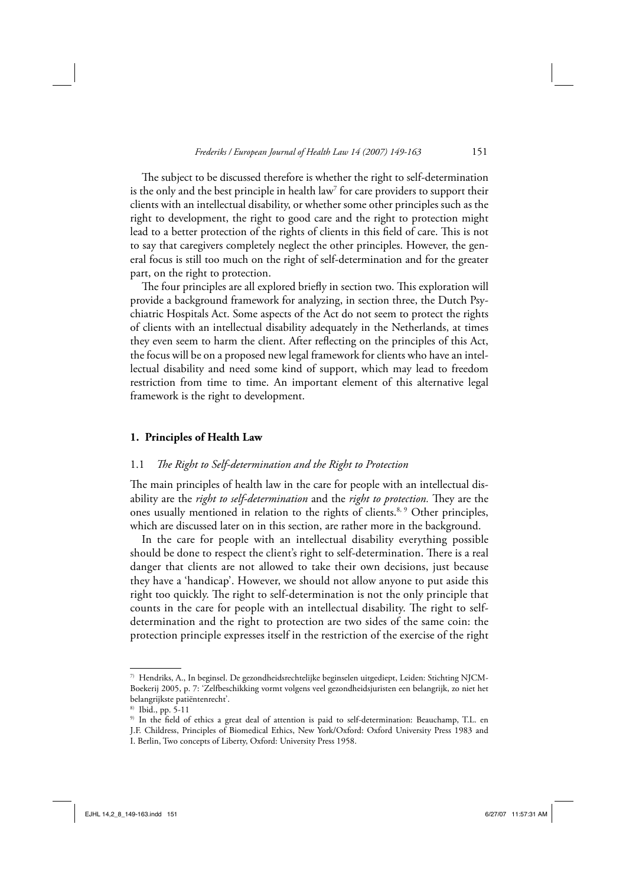The subject to be discussed therefore is whether the right to self-determination is the only and the best principle in health law[7] for care providers to support their clients with an intellectual disability, or whether some other principles such as the right to development, the right to good care and the right to protection might lead to a better protection of the rights of clients in this field of care. This is not to say that caregivers completely neglect the other principles. However, the general focus is still too much on the right of self-determination and for the greater part, on the right to protection.

The four principles are all explored briefly in section two. This exploration will provide a background framework for analyzing, in section three, the Dutch Psychiatric Hospitals Act. Some aspects of the Act do not seem to protect the rights of clients with an intellectual disability adequately in the Netherlands, at times they even seem to harm the client. After reflecting on the principles of this Act, the focus will be on a proposed new legal framework for clients who have an intellectual disability and need some kind of support, which may lead to freedom restriction from time to time. An important element of this alternative legal framework is the right to development.

## 1. Principles of Health Law

### 1.1 *The Right to Self-determination and the Right to Protection*

The main principles of health law in the care for people with an intellectual disability are the *right to self-determination* and the *right to protection.* They are the ones usually mentioned in relation to the rights of clients.[8, 9] Other principles, which are discussed later on in this section, are rather more in the background.

In the care for people with an intellectual disability everything possible should be done to respect the client's right to self-determination. There is a real danger that clients are not allowed to take their own decisions, just because they have a 'handicap'. However, we should not allow anyone to put aside this right too quickly. The right to self-determination is not the only principle that counts in the care for people with an intellectual disability. The right to self-determination and the right to protection are two sides of the same coin: the protection principle expresses itself in the restriction of the exercise of the right

---

[7] Hendriks, A., In beginsel. De gezondheidsrechtelijke beginselen uitgediept, Leiden: Stichting NJCM-Boekerij 2005, p. 7: 'Zelfbeschikking vormt volgens veel gezondheidsjuristen een belangrijk, zo niet het belangrijkste patiëntenrecht'.

[8] Ibid., pp. 5-11

[9] In the field of ethics a great deal of attention is paid to self-determination: Beauchamp, T.L. en J.F. Childress, Principles of Biomedical Ethics, New York/Oxford: Oxford University Press 1983 and I. Berlin, Two concepts of Liberty, Oxford: University Press 1958.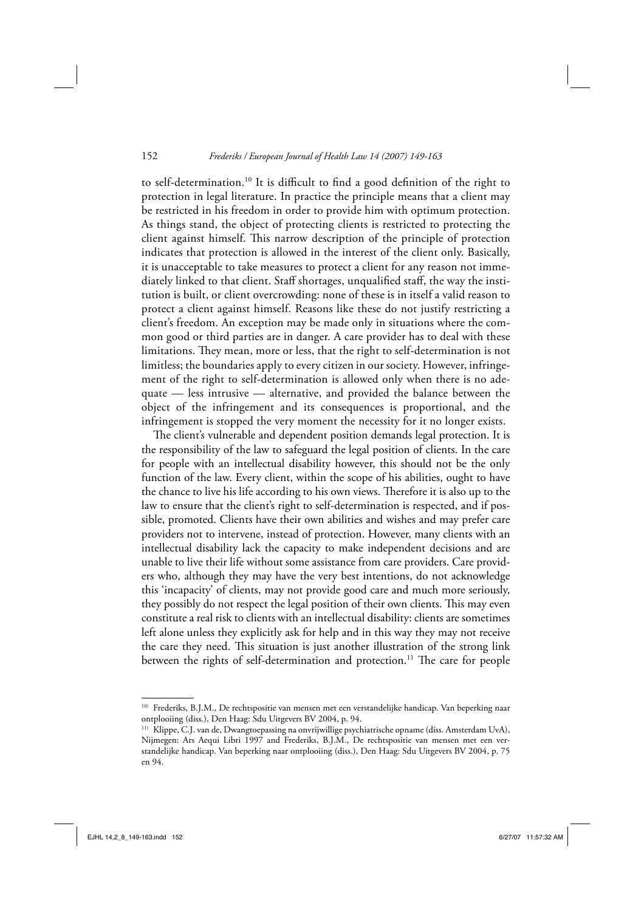to self-determination.[10] It is difficult to find a good definition of the right to protection in legal literature. In practice the principle means that a client may be restricted in his freedom in order to provide him with optimum protection. As things stand, the object of protecting clients is restricted to protecting the client against himself. This narrow description of the principle of protection indicates that protection is allowed in the interest of the client only. Basically, it is unacceptable to take measures to protect a client for any reason not immediately linked to that client. Staff shortages, unqualified staff, the way the institution is built, or client overcrowding: none of these is in itself a valid reason to protect a client against himself. Reasons like these do not justify restricting a client's freedom. An exception may be made only in situations where the common good or third parties are in danger. A care provider has to deal with these limitations. They mean, more or less, that the right to self-determination is not limitless; the boundaries apply to every citizen in our society. However, infringement of the right to self-determination is allowed only when there is no adequate — less intrusive — alternative, and provided the balance between the object of the infringement and its consequences is proportional, and the infringement is stopped the very moment the necessity for it no longer exists.

The client's vulnerable and dependent position demands legal protection. It is the responsibility of the law to safeguard the legal position of clients. In the care for people with an intellectual disability however, this should not be the only function of the law. Every client, within the scope of his abilities, ought to have the chance to live his life according to his own views. Therefore it is also up to the law to ensure that the client's right to self-determination is respected, and if possible, promoted. Clients have their own abilities and wishes and may prefer care providers not to intervene, instead of protection. However, many clients with an intellectual disability lack the capacity to make independent decisions and are unable to live their life without some assistance from care providers. Care providers who, although they may have the very best intentions, do not acknowledge this 'incapacity' of clients, may not provide good care and much more seriously, they possibly do not respect the legal position of their own clients. This may even constitute a real risk to clients with an intellectual disability: clients are sometimes left alone unless they explicitly ask for help and in this way they may not receive the care they need. This situation is just another illustration of the strong link between the rights of self-determination and protection.[11] The care for people

[10] Frederiks, B.J.M., De rechtspositie van mensen met een verstandelijke handicap. Van beperking naar ontplooiing (diss.), Den Haag: Sdu Uitgevers BV 2004, p. 94.

[11] Klippe, C.J. van de, Dwangtoepassing na onvrijwillige psychiatrische opname (diss. Amsterdam UvA), Nijmegen: Ars Aequi Libri 1997 and Frederiks, B.J.M., De rechtspositie van mensen met een verstandelijke handicap. Van beperking naar ontplooiing (diss.), Den Haag: Sdu Uitgevers BV 2004, p. 75 en 94.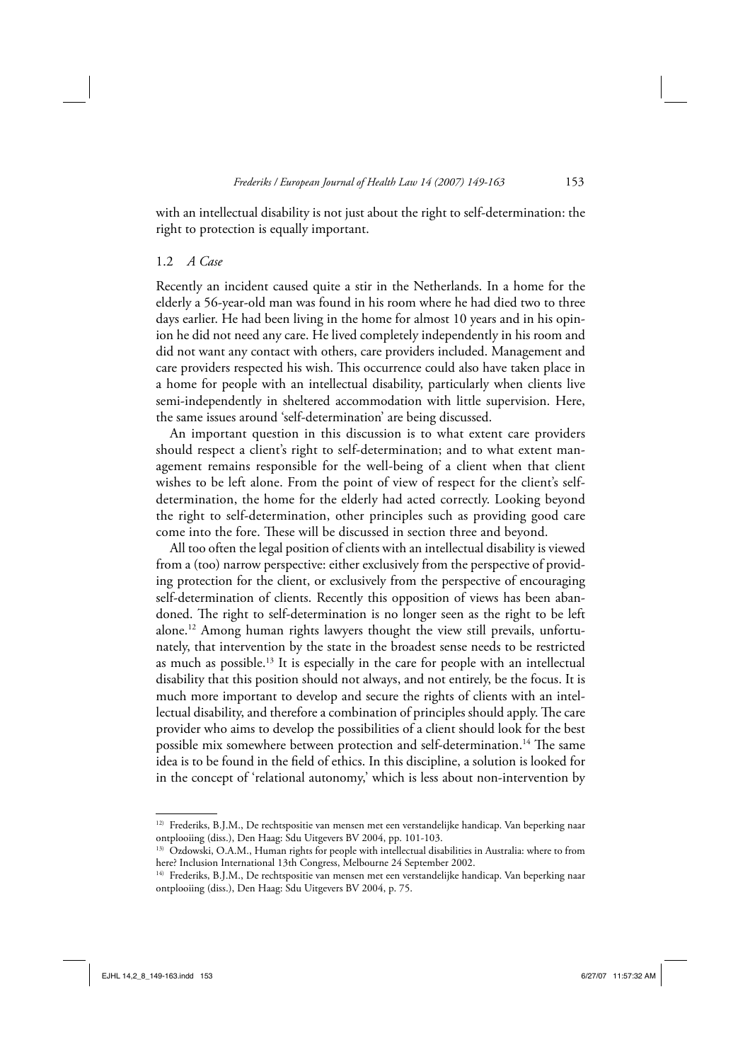with an intellectual disability is not just about the right to self-determination: the right to protection is equally important.

### 1.2 *A Case*

Recently an incident caused quite a stir in the Netherlands. In a home for the elderly a 56-year-old man was found in his room where he had died two to three days earlier. He had been living in the home for almost 10 years and in his opinion he did not need any care. He lived completely independently in his room and did not want any contact with others, care providers included. Management and care providers respected his wish. This occurrence could also have taken place in a home for people with an intellectual disability, particularly when clients live semi-independently in sheltered accommodation with little supervision. Here, the same issues around 'self-determination' are being discussed.

An important question in this discussion is to what extent care providers should respect a client's right to self-determination; and to what extent management remains responsible for the well-being of a client when that client wishes to be left alone. From the point of view of respect for the client's self-determination, the home for the elderly had acted correctly. Looking beyond the right to self-determination, other principles such as providing good care come into the fore. These will be discussed in section three and beyond.

All too often the legal position of clients with an intellectual disability is viewed from a (too) narrow perspective: either exclusively from the perspective of providing protection for the client, or exclusively from the perspective of encouraging self-determination of clients. Recently this opposition of views has been abandoned. The right to self-determination is no longer seen as the right to be left alone.[12] Among human rights lawyers thought the view still prevails, unfortunately, that intervention by the state in the broadest sense needs to be restricted as much as possible.[13] It is especially in the care for people with an intellectual disability that this position should not always, and not entirely, be the focus. It is much more important to develop and secure the rights of clients with an intellectual disability, and therefore a combination of principles should apply. The care provider who aims to develop the possibilities of a client should look for the best possible mix somewhere between protection and self-determination.[14] The same idea is to be found in the field of ethics. In this discipline, a solution is looked for in the concept of 'relational autonomy,' which is less about non-intervention by

---

[12] Frederiks, B.J.M., De rechtspositie van mensen met een verstandelijke handicap. Van beperking naar ontplooiing (diss.), Den Haag: Sdu Uitgevers BV 2004, pp. 101-103.

[13] Ozdowski, O.A.M., Human rights for people with intellectual disabilities in Australia: where to from here? Inclusion International 13th Congress, Melbourne 24 September 2002.

[14] Frederiks, B.J.M., De rechtspositie van mensen met een verstandelijke handicap. Van beperking naar ontplooiing (diss.), Den Haag: Sdu Uitgevers BV 2004, p. 75.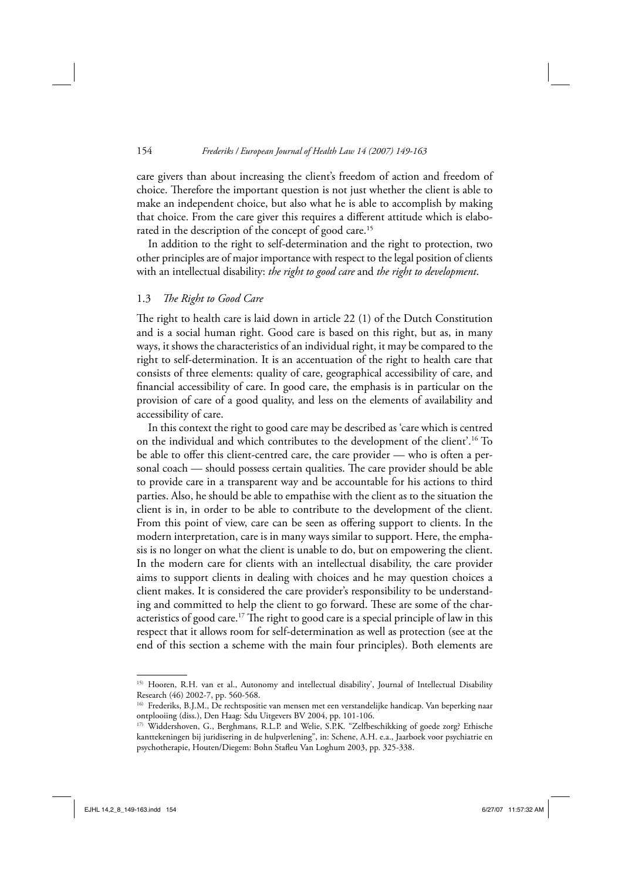care givers than about increasing the client's freedom of action and freedom of choice. Therefore the important question is not just whether the client is able to make an independent choice, but also what he is able to accomplish by making that choice. From the care giver this requires a different attitude which is elaborated in the description of the concept of good care.[15]

In addition to the right to self-determination and the right to protection, two other principles are of major importance with respect to the legal position of clients with an intellectual disability: *the right to good care* and *the right to development*.

### 1.3 *The Right to Good Care*

The right to health care is laid down in article 22 (1) of the Dutch Constitution and is a social human right. Good care is based on this right, but as, in many ways, it shows the characteristics of an individual right, it may be compared to the right to self-determination. It is an accentuation of the right to health care that consists of three elements: quality of care, geographical accessibility of care, and financial accessibility of care. In good care, the emphasis is in particular on the provision of care of a good quality, and less on the elements of availability and accessibility of care.

In this context the right to good care may be described as 'care which is centred on the individual and which contributes to the development of the client'.[16] To be able to offer this client-centred care, the care provider — who is often a personal coach — should possess certain qualities. The care provider should be able to provide care in a transparent way and be accountable for his actions to third parties. Also, he should be able to empathise with the client as to the situation the client is in, in order to be able to contribute to the development of the client. From this point of view, care can be seen as offering support to clients. In the modern interpretation, care is in many ways similar to support. Here, the emphasis is no longer on what the client is unable to do, but on empowering the client. In the modern care for clients with an intellectual disability, the care provider aims to support clients in dealing with choices and he may question choices a client makes. It is considered the care provider's responsibility to be understanding and committed to help the client to go forward. These are some of the characteristics of good care.[17] The right to good care is a special principle of law in this respect that it allows room for self-determination as well as protection (see at the end of this section a scheme with the main four principles). Both elements are

---

[15] Hooren, R.H. van et al., Autonomy and intellectual disability', Journal of Intellectual Disability Research (46) 2002-7, pp. 560-568.

[16] Frederiks, B.J.M., De rechtspositie van mensen met een verstandelijke handicap. Van beperking naar ontplooiing (diss.), Den Haag: Sdu Uitgevers BV 2004, pp. 101-106.

[17] Widdershoven, G., Berghmans, R.L.P. and Welie, S.P.K. "Zelfbeschikking of goede zorg? Ethische kanttekeningen bij juridisering in de hulpverlening", in: Schene, A.H. e.a., Jaarboek voor psychiatrie en psychotherapie, Houten/Diegem: Bohn Stafleu Van Loghum 2003, pp. 325-338.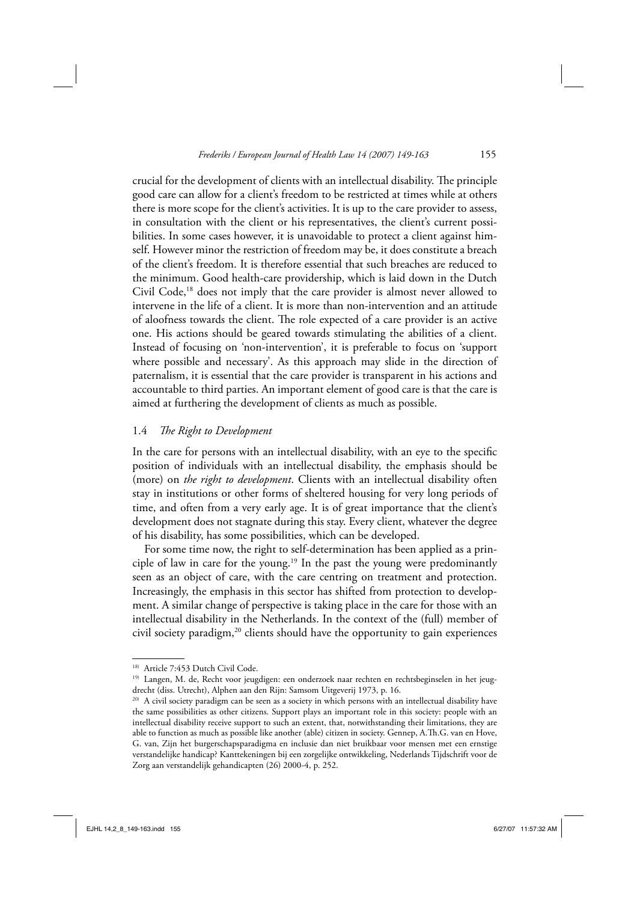crucial for the development of clients with an intellectual disability. The principle good care can allow for a client's freedom to be restricted at times while at others there is more scope for the client's activities. It is up to the care provider to assess, in consultation with the client or his representatives, the client's current possibilities. In some cases however, it is unavoidable to protect a client against himself. However minor the restriction of freedom may be, it does constitute a breach of the client's freedom. It is therefore essential that such breaches are reduced to the minimum. Good health-care providership, which is laid down in the Dutch Civil Code,[18] does not imply that the care provider is almost never allowed to intervene in the life of a client. It is more than non-intervention and an attitude of aloofness towards the client. The role expected of a care provider is an active one. His actions should be geared towards stimulating the abilities of a client. Instead of focusing on 'non-intervention', it is preferable to focus on 'support where possible and necessary'. As this approach may slide in the direction of paternalism, it is essential that the care provider is transparent in his actions and accountable to third parties. An important element of good care is that the care is aimed at furthering the development of clients as much as possible.

### 1.4 *The Right to Development*

In the care for persons with an intellectual disability, with an eye to the specific position of individuals with an intellectual disability, the emphasis should be (more) on *the right to development*. Clients with an intellectual disability often stay in institutions or other forms of sheltered housing for very long periods of time, and often from a very early age. It is of great importance that the client's development does not stagnate during this stay. Every client, whatever the degree of his disability, has some possibilities, which can be developed.

For some time now, the right to self-determination has been applied as a principle of law in care for the young.[19] In the past the young were predominantly seen as an object of care, with the care centring on treatment and protection. Increasingly, the emphasis in this sector has shifted from protection to development. A similar change of perspective is taking place in the care for those with an intellectual disability in the Netherlands. In the context of the (full) member of civil society paradigm,[20] clients should have the opportunity to gain experiences

---

[18] Article 7:453 Dutch Civil Code.

[19] Langen, M. de, Recht voor jeugdigen: een onderzoek naar rechten en rechtsbeginselen in het jeugdrecht (diss. Utrecht), Alphen aan den Rijn: Samsom Uitgeverij 1973, p. 16.

[20] A civil society paradigm can be seen as a society in which persons with an intellectual disability have the same possibilities as other citizens. Support plays an important role in this society: people with an intellectual disability receive support to such an extent, that, notwithstanding their limitations, they are able to function as much as possible like another (able) citizen in society. Gennep, A.Th.G. van en Hove, G. van, Zijn het burgerschapsparadigma en inclusie dan niet bruikbaar voor mensen met een ernstige verstandelijke handicap? Kanttekeningen bij een zorgelijke ontwikkeling, Nederlands Tijdschrift voor de Zorg aan verstandelijk gehandicapten (26) 2000-4, p. 252.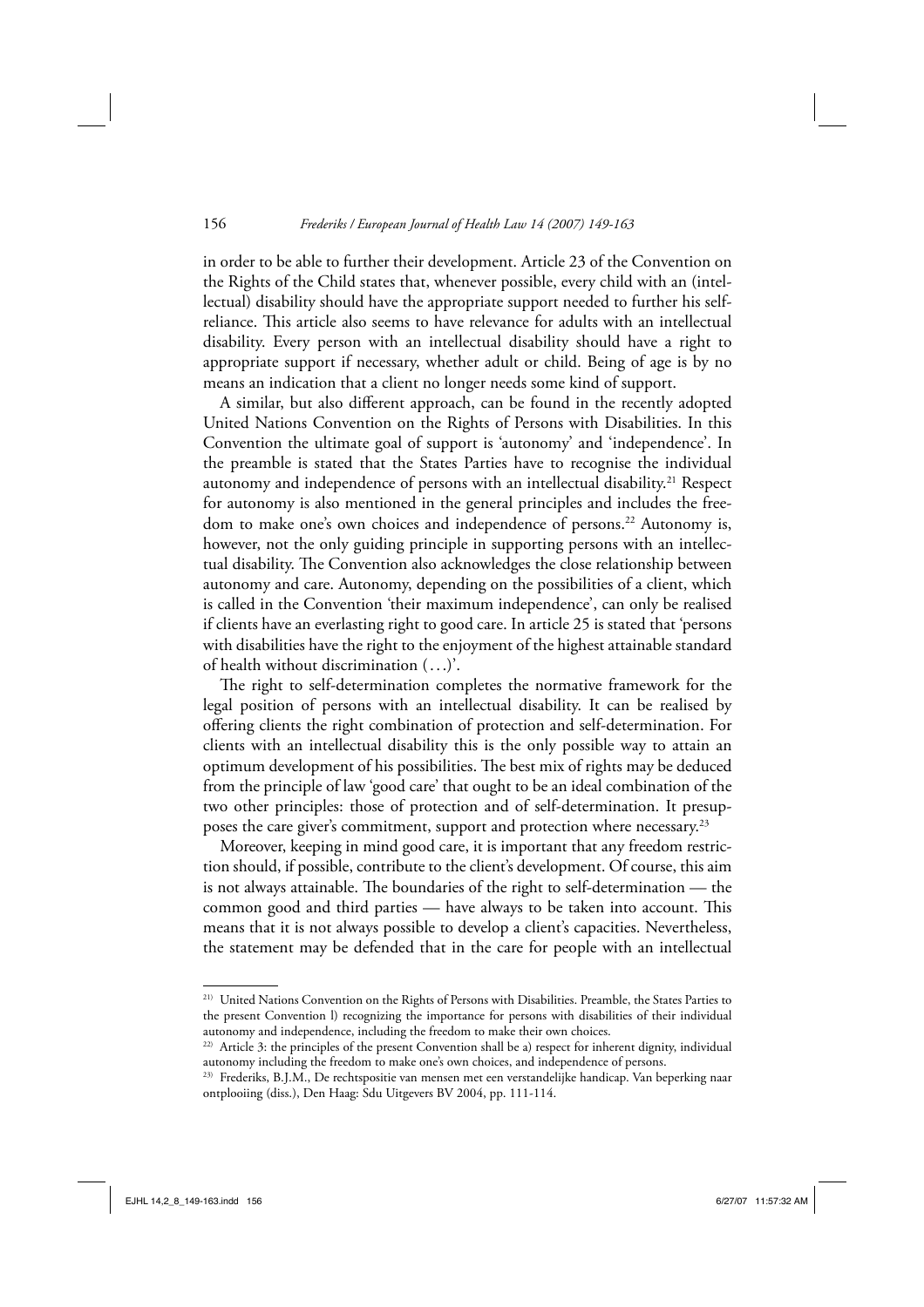in order to be able to further their development. Article 23 of the Convention on the Rights of the Child states that, whenever possible, every child with an (intellectual) disability should have the appropriate support needed to further his self-reliance. This article also seems to have relevance for adults with an intellectual disability. Every person with an intellectual disability should have a right to appropriate support if necessary, whether adult or child. Being of age is by no means an indication that a client no longer needs some kind of support.

A similar, but also different approach, can be found in the recently adopted United Nations Convention on the Rights of Persons with Disabilities. In this Convention the ultimate goal of support is 'autonomy' and 'independence'. In the preamble is stated that the States Parties have to recognise the individual autonomy and independence of persons with an intellectual disability.[21] Respect for autonomy is also mentioned in the general principles and includes the freedom to make one's own choices and independence of persons.[22] Autonomy is, however, not the only guiding principle in supporting persons with an intellectual disability. The Convention also acknowledges the close relationship between autonomy and care. Autonomy, depending on the possibilities of a client, which is called in the Convention 'their maximum independence', can only be realised if clients have an everlasting right to good care. In article 25 is stated that 'persons with disabilities have the right to the enjoyment of the highest attainable standard of health without discrimination (…)'.

The right to self-determination completes the normative framework for the legal position of persons with an intellectual disability. It can be realised by offering clients the right combination of protection and self-determination. For clients with an intellectual disability this is the only possible way to attain an optimum development of his possibilities. The best mix of rights may be deduced from the principle of law 'good care' that ought to be an ideal combination of the two other principles: those of protection and of self-determination. It presupposes the care giver's commitment, support and protection where necessary.[23]

Moreover, keeping in mind good care, it is important that any freedom restriction should, if possible, contribute to the client's development. Of course, this aim is not always attainable. The boundaries of the right to self-determination — the common good and third parties — have always to be taken into account. This means that it is not always possible to develop a client's capacities. Nevertheless, the statement may be defended that in the care for people with an intellectual

---

[21] United Nations Convention on the Rights of Persons with Disabilities. Preamble, the States Parties to the present Convention l) recognizing the importance for persons with disabilities of their individual autonomy and independence, including the freedom to make their own choices.

[22] Article 3: the principles of the present Convention shall be a) respect for inherent dignity, individual autonomy including the freedom to make one's own choices, and independence of persons.

[23] Frederiks, B.J.M., De rechtspositie van mensen met een verstandelijke handicap. Van beperking naar ontplooiing (diss.), Den Haag: Sdu Uitgevers BV 2004, pp. 111-114.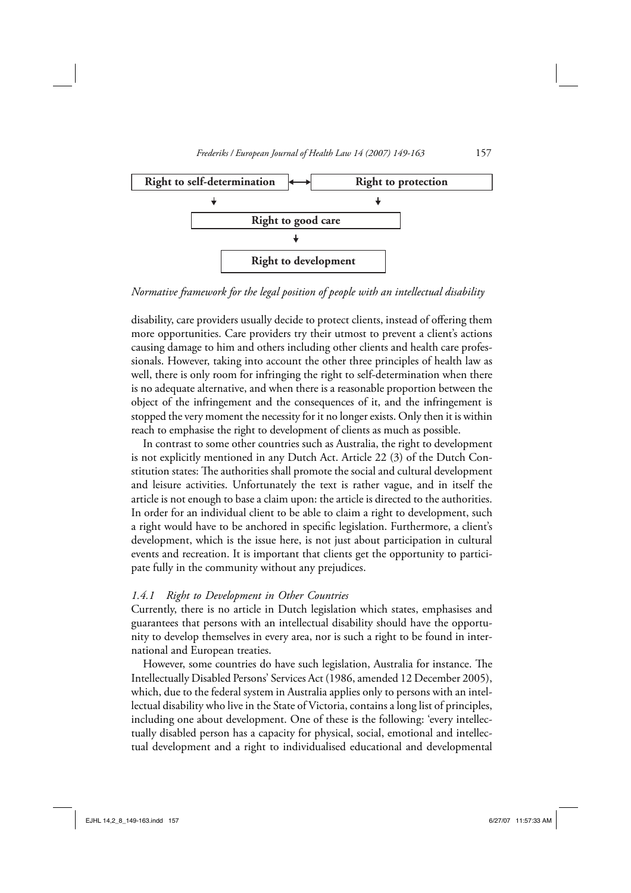Right to self-determination ↔ Right to protection

↓ ↓

Right to good care

↓

Right to development

*Normative framework for the legal position of people with an intellectual disability*

disability, care providers usually decide to protect clients, instead of offering them more opportunities. Care providers try their utmost to prevent a client's actions causing damage to him and others including other clients and health care professionals. However, taking into account the other three principles of health law as well, there is only room for infringing the right to self-determination when there is no adequate alternative, and when there is a reasonable proportion between the object of the infringement and the consequences of it, and the infringement is stopped the very moment the necessity for it no longer exists. Only then it is within reach to emphasise the right to development of clients as much as possible.

In contrast to some other countries such as Australia, the right to development is not explicitly mentioned in any Dutch Act. Article 22 (3) of the Dutch Constitution states: The authorities shall promote the social and cultural development and leisure activities. Unfortunately the text is rather vague, and in itself the article is not enough to base a claim upon: the article is directed to the authorities. In order for an individual client to be able to claim a right to development, such a right would have to be anchored in specific legislation. Furthermore, a client's development, which is the issue here, is not just about participation in cultural events and recreation. It is important that clients get the opportunity to participate fully in the community without any prejudices.

### *1.4.1 Right to Development in Other Countries*

Currently, there is no article in Dutch legislation which states, emphasises and guarantees that persons with an intellectual disability should have the opportunity to develop themselves in every area, nor is such a right to be found in international and European treaties.

However, some countries do have such legislation, Australia for instance. The Intellectually Disabled Persons' Services Act (1986, amended 12 December 2005), which, due to the federal system in Australia applies only to persons with an intellectual disability who live in the State of Victoria, contains a long list of principles, including one about development. One of these is the following: 'every intellectually disabled person has a capacity for physical, social, emotional and intellectual development and a right to individualised educational and developmental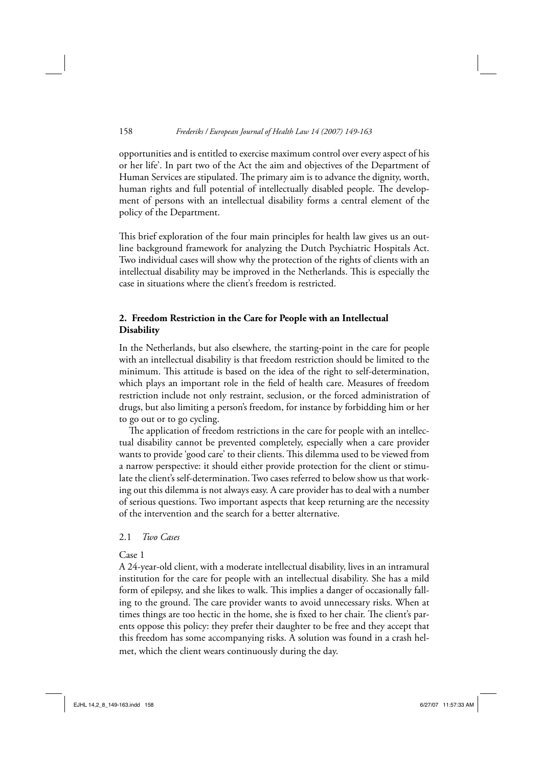opportunities and is entitled to exercise maximum control over every aspect of his or her life'. In part two of the Act the aim and objectives of the Department of Human Services are stipulated. The primary aim is to advance the dignity, worth, human rights and full potential of intellectually disabled people. The development of persons with an intellectual disability forms a central element of the policy of the Department.

This brief exploration of the four main principles for health law gives us an outline background framework for analyzing the Dutch Psychiatric Hospitals Act. Two individual cases will show why the protection of the rights of clients with an intellectual disability may be improved in the Netherlands. This is especially the case in situations where the client's freedom is restricted.

## 2. Freedom Restriction in the Care for People with an Intellectual Disability

In the Netherlands, but also elsewhere, the starting-point in the care for people with an intellectual disability is that freedom restriction should be limited to the minimum. This attitude is based on the idea of the right to self-determination, which plays an important role in the field of health care. Measures of freedom restriction include not only restraint, seclusion, or the forced administration of drugs, but also limiting a person's freedom, for instance by forbidding him or her to go out or to go cycling.

The application of freedom restrictions in the care for people with an intellectual disability cannot be prevented completely, especially when a care provider wants to provide 'good care' to their clients. This dilemma used to be viewed from a narrow perspective: it should either provide protection for the client or stimulate the client's self-determination. Two cases referred to below show us that working out this dilemma is not always easy. A care provider has to deal with a number of serious questions. Two important aspects that keep returning are the necessity of the intervention and the search for a better alternative.

### 2.1 *Two Cases*

Case 1

A 24-year-old client, with a moderate intellectual disability, lives in an intramural institution for the care for people with an intellectual disability. She has a mild form of epilepsy, and she likes to walk. This implies a danger of occasionally falling to the ground. The care provider wants to avoid unnecessary risks. When at times things are too hectic in the home, she is fixed to her chair. The client's parents oppose this policy: they prefer their daughter to be free and they accept that this freedom has some accompanying risks. A solution was found in a crash helmet, which the client wears continuously during the day.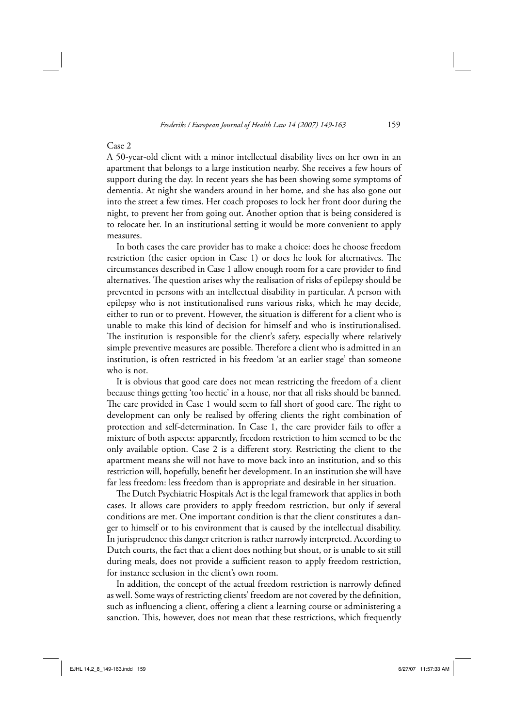Case 2

A 50-year-old client with a minor intellectual disability lives on her own in an apartment that belongs to a large institution nearby. She receives a few hours of support during the day. In recent years she has been showing some symptoms of dementia. At night she wanders around in her home, and she has also gone out into the street a few times. Her coach proposes to lock her front door during the night, to prevent her from going out. Another option that is being considered is to relocate her. In an institutional setting it would be more convenient to apply measures.

In both cases the care provider has to make a choice: does he choose freedom restriction (the easier option in Case 1) or does he look for alternatives. The circumstances described in Case 1 allow enough room for a care provider to find alternatives. The question arises why the realisation of risks of epilepsy should be prevented in persons with an intellectual disability in particular. A person with epilepsy who is not institutionalised runs various risks, which he may decide, either to run or to prevent. However, the situation is different for a client who is unable to make this kind of decision for himself and who is institutionalised. The institution is responsible for the client's safety, especially where relatively simple preventive measures are possible. Therefore a client who is admitted in an institution, is often restricted in his freedom 'at an earlier stage' than someone who is not.

It is obvious that good care does not mean restricting the freedom of a client because things getting 'too hectic' in a house, nor that all risks should be banned. The care provided in Case 1 would seem to fall short of good care. The right to development can only be realised by offering clients the right combination of protection and self-determination. In Case 1, the care provider fails to offer a mixture of both aspects: apparently, freedom restriction to him seemed to be the only available option. Case 2 is a different story. Restricting the client to the apartment means she will not have to move back into an institution, and so this restriction will, hopefully, benefit her development. In an institution she will have far less freedom: less freedom than is appropriate and desirable in her situation.

The Dutch Psychiatric Hospitals Act is the legal framework that applies in both cases. It allows care providers to apply freedom restriction, but only if several conditions are met. One important condition is that the client constitutes a danger to himself or to his environment that is caused by the intellectual disability. In jurisprudence this danger criterion is rather narrowly interpreted. According to Dutch courts, the fact that a client does nothing but shout, or is unable to sit still during meals, does not provide a sufficient reason to apply freedom restriction, for instance seclusion in the client's own room.

In addition, the concept of the actual freedom restriction is narrowly defined as well. Some ways of restricting clients' freedom are not covered by the definition, such as influencing a client, offering a client a learning course or administering a sanction. This, however, does not mean that these restrictions, which frequently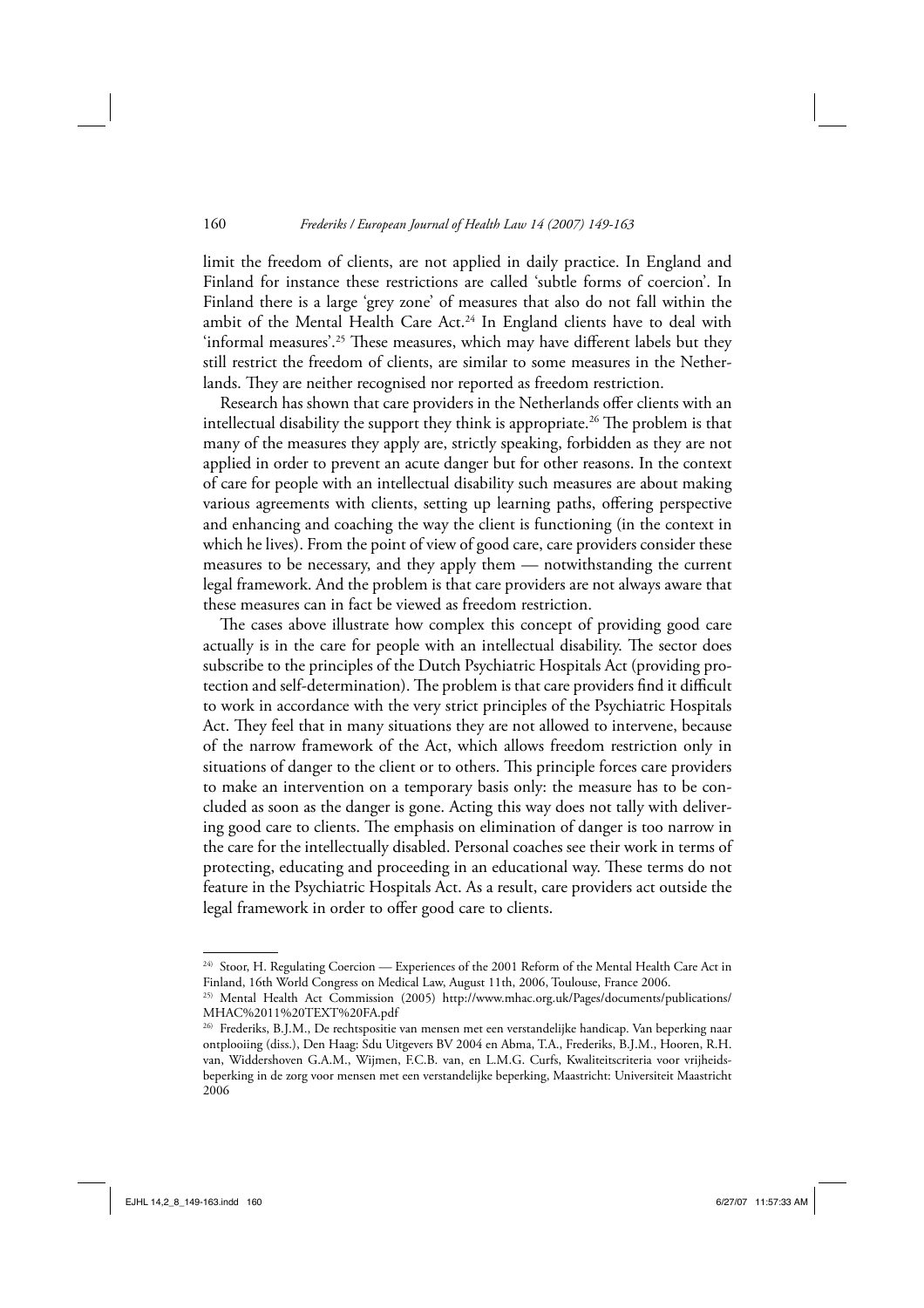limit the freedom of clients, are not applied in daily practice. In England and Finland for instance these restrictions are called 'subtle forms of coercion'. In Finland there is a large 'grey zone' of measures that also do not fall within the ambit of the Mental Health Care Act.[24] In England clients have to deal with 'informal measures'.[25] These measures, which may have different labels but they still restrict the freedom of clients, are similar to some measures in the Netherlands. They are neither recognised nor reported as freedom restriction.

Research has shown that care providers in the Netherlands offer clients with an intellectual disability the support they think is appropriate.[26] The problem is that many of the measures they apply are, strictly speaking, forbidden as they are not applied in order to prevent an acute danger but for other reasons. In the context of care for people with an intellectual disability such measures are about making various agreements with clients, setting up learning paths, offering perspective and enhancing and coaching the way the client is functioning (in the context in which he lives). From the point of view of good care, care providers consider these measures to be necessary, and they apply them — notwithstanding the current legal framework. And the problem is that care providers are not always aware that these measures can in fact be viewed as freedom restriction.

The cases above illustrate how complex this concept of providing good care actually is in the care for people with an intellectual disability. The sector does subscribe to the principles of the Dutch Psychiatric Hospitals Act (providing protection and self-determination). The problem is that care providers find it difficult to work in accordance with the very strict principles of the Psychiatric Hospitals Act. They feel that in many situations they are not allowed to intervene, because of the narrow framework of the Act, which allows freedom restriction only in situations of danger to the client or to others. This principle forces care providers to make an intervention on a temporary basis only: the measure has to be concluded as soon as the danger is gone. Acting this way does not tally with delivering good care to clients. The emphasis on elimination of danger is too narrow in the care for the intellectually disabled. Personal coaches see their work in terms of protecting, educating and proceeding in an educational way. These terms do not feature in the Psychiatric Hospitals Act. As a result, care providers act outside the legal framework in order to offer good care to clients.

---

[24] Stoor, H. Regulating Coercion — Experiences of the 2001 Reform of the Mental Health Care Act in Finland, 16th World Congress on Medical Law, August 11th, 2006, Toulouse, France 2006.

[25] Mental Health Act Commission (2005) http://www.mhac.org.uk/Pages/documents/publications/MHAC%2011%20TEXT%20FA.pdf

[26] Frederiks, B.J.M., De rechtspositie van mensen met een verstandelijke handicap. Van beperking naar ontplooiing (diss.), Den Haag: Sdu Uitgevers BV 2004 en Abma, T.A., Frederiks, B.J.M., Hooren, R.H. van, Widdershoven G.A.M., Wijmen, F.C.B. van, en L.M.G. Curfs, Kwaliteitscriteria voor vrijheidsbeperking in de zorg voor mensen met een verstandelijke beperking, Maastricht: Universiteit Maastricht 2006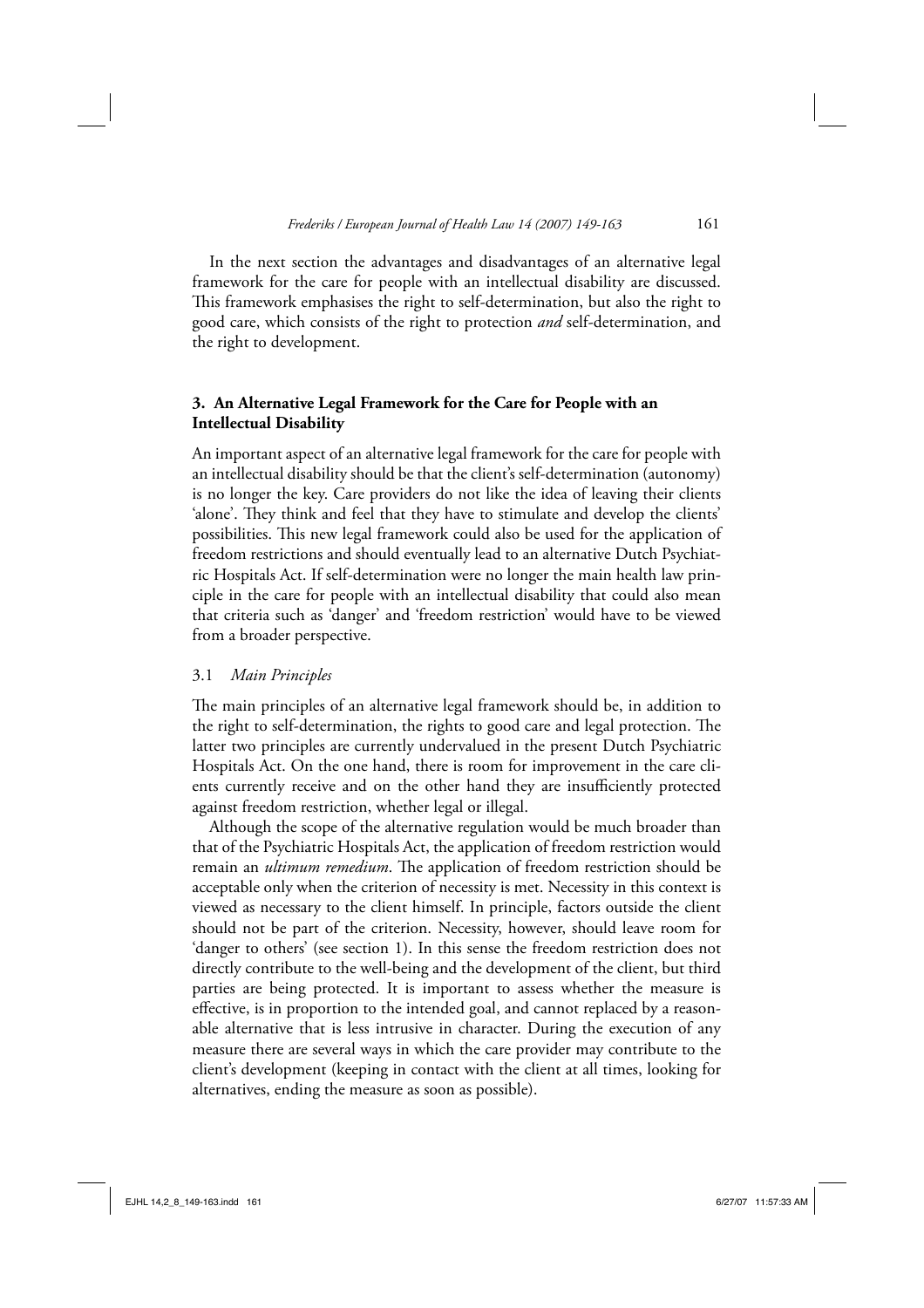In the next section the advantages and disadvantages of an alternative legal framework for the care for people with an intellectual disability are discussed. This framework emphasises the right to self-determination, but also the right to good care, which consists of the right to protection *and* self-determination, and the right to development.

## 3. An Alternative Legal Framework for the Care for People with an Intellectual Disability

An important aspect of an alternative legal framework for the care for people with an intellectual disability should be that the client's self-determination (autonomy) is no longer the key. Care providers do not like the idea of leaving their clients 'alone'. They think and feel that they have to stimulate and develop the clients' possibilities. This new legal framework could also be used for the application of freedom restrictions and should eventually lead to an alternative Dutch Psychiatric Hospitals Act. If self-determination were no longer the main health law principle in the care for people with an intellectual disability that could also mean that criteria such as 'danger' and 'freedom restriction' would have to be viewed from a broader perspective.

### 3.1 *Main Principles*

The main principles of an alternative legal framework should be, in addition to the right to self-determination, the rights to good care and legal protection. The latter two principles are currently undervalued in the present Dutch Psychiatric Hospitals Act. On the one hand, there is room for improvement in the care clients currently receive and on the other hand they are insufficiently protected against freedom restriction, whether legal or illegal.

Although the scope of the alternative regulation would be much broader than that of the Psychiatric Hospitals Act, the application of freedom restriction would remain an *ultimum remedium*. The application of freedom restriction should be acceptable only when the criterion of necessity is met. Necessity in this context is viewed as necessary to the client himself. In principle, factors outside the client should not be part of the criterion. Necessity, however, should leave room for 'danger to others' (see section 1). In this sense the freedom restriction does not directly contribute to the well-being and the development of the client, but third parties are being protected. It is important to assess whether the measure is effective, is in proportion to the intended goal, and cannot replaced by a reasonable alternative that is less intrusive in character. During the execution of any measure there are several ways in which the care provider may contribute to the client's development (keeping in contact with the client at all times, looking for alternatives, ending the measure as soon as possible).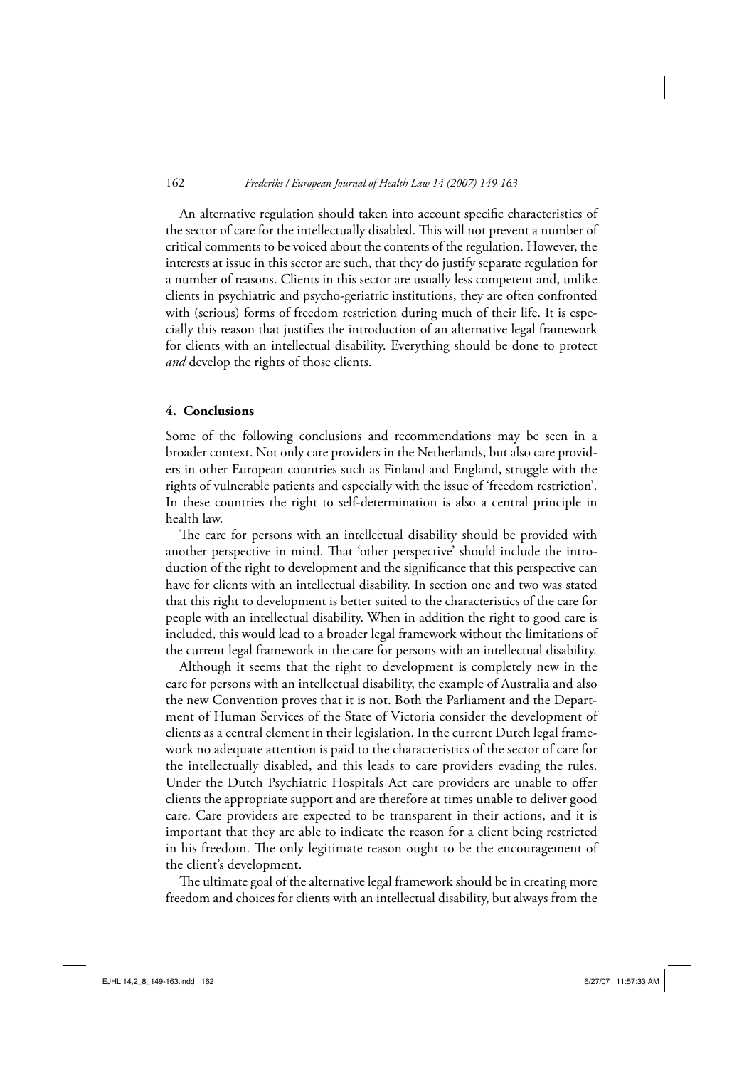An alternative regulation should taken into account specific characteristics of the sector of care for the intellectually disabled. This will not prevent a number of critical comments to be voiced about the contents of the regulation. However, the interests at issue in this sector are such, that they do justify separate regulation for a number of reasons. Clients in this sector are usually less competent and, unlike clients in psychiatric and psycho-geriatric institutions, they are often confronted with (serious) forms of freedom restriction during much of their life. It is especially this reason that justifies the introduction of an alternative legal framework for clients with an intellectual disability. Everything should be done to protect *and* develop the rights of those clients.

## 4. Conclusions

Some of the following conclusions and recommendations may be seen in a broader context. Not only care providers in the Netherlands, but also care providers in other European countries such as Finland and England, struggle with the rights of vulnerable patients and especially with the issue of 'freedom restriction'. In these countries the right to self-determination is also a central principle in health law.

The care for persons with an intellectual disability should be provided with another perspective in mind. That 'other perspective' should include the introduction of the right to development and the significance that this perspective can have for clients with an intellectual disability. In section one and two was stated that this right to development is better suited to the characteristics of the care for people with an intellectual disability. When in addition the right to good care is included, this would lead to a broader legal framework without the limitations of the current legal framework in the care for persons with an intellectual disability.

Although it seems that the right to development is completely new in the care for persons with an intellectual disability, the example of Australia and also the new Convention proves that it is not. Both the Parliament and the Department of Human Services of the State of Victoria consider the development of clients as a central element in their legislation. In the current Dutch legal framework no adequate attention is paid to the characteristics of the sector of care for the intellectually disabled, and this leads to care providers evading the rules. Under the Dutch Psychiatric Hospitals Act care providers are unable to offer clients the appropriate support and are therefore at times unable to deliver good care. Care providers are expected to be transparent in their actions, and it is important that they are able to indicate the reason for a client being restricted in his freedom. The only legitimate reason ought to be the encouragement of the client's development.

The ultimate goal of the alternative legal framework should be in creating more freedom and choices for clients with an intellectual disability, but always from the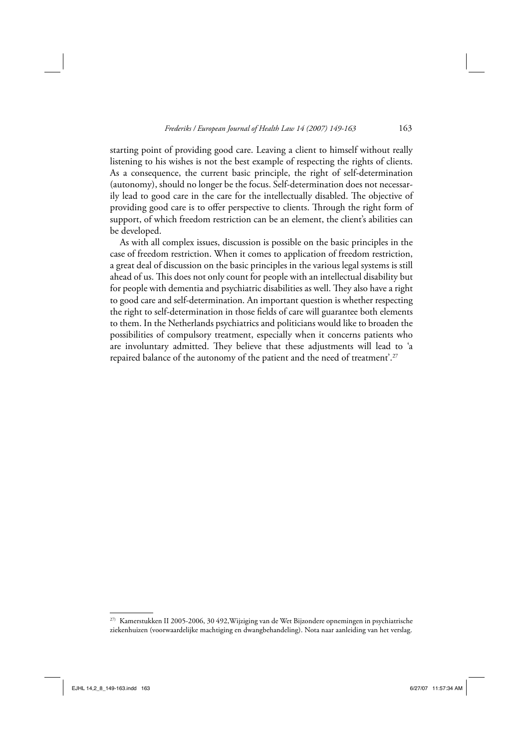starting point of providing good care. Leaving a client to himself without really listening to his wishes is not the best example of respecting the rights of clients. As a consequence, the current basic principle, the right of self-determination (autonomy), should no longer be the focus. Self-determination does not necessarily lead to good care in the care for the intellectually disabled. The objective of providing good care is to offer perspective to clients. Through the right form of support, of which freedom restriction can be an element, the client's abilities can be developed.

As with all complex issues, discussion is possible on the basic principles in the case of freedom restriction. When it comes to application of freedom restriction, a great deal of discussion on the basic principles in the various legal systems is still ahead of us. This does not only count for people with an intellectual disability but for people with dementia and psychiatric disabilities as well. They also have a right to good care and self-determination. An important question is whether respecting the right to self-determination in those fields of care will guarantee both elements to them. In the Netherlands psychiatrics and politicians would like to broaden the possibilities of compulsory treatment, especially when it concerns patients who are involuntary admitted. They believe that these adjustments will lead to 'a repaired balance of the autonomy of the patient and the need of treatment'.[27]

---

[27] Kamerstukken II 2005-2006, 30 492, Wijziging van de Wet Bijzondere opnemingen in psychiatrische ziekenhuizen (voorwaardelijke machtiging en dwangbehandeling). Nota naar aanleiding van het verslag.